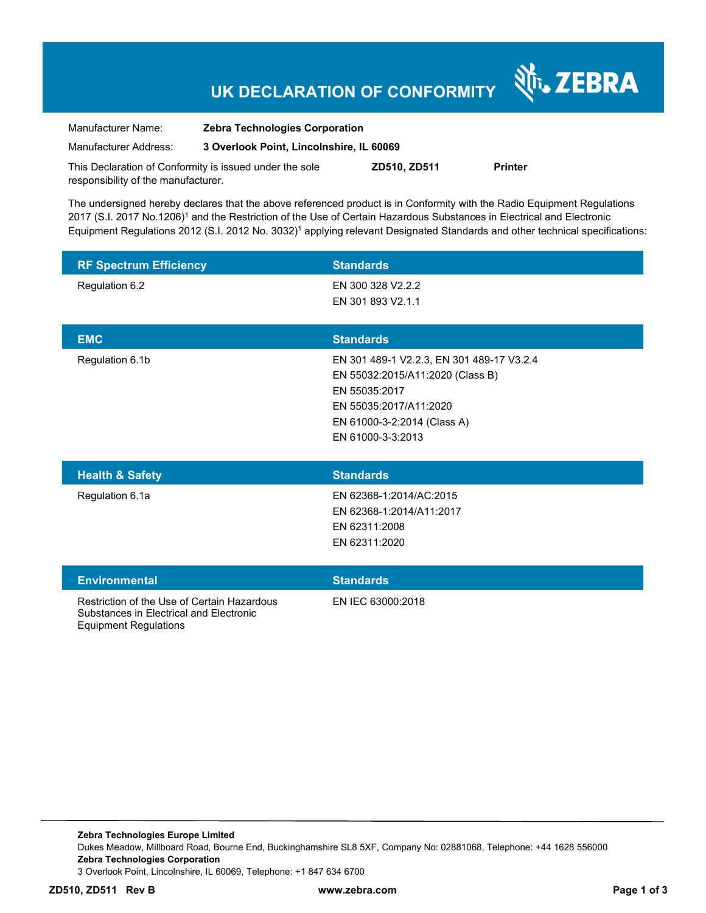# UK DECLARATION OF CONFORMITY

ZEBRA

Manufacturer Name: **Zebra Technologies Corporation**

Manufacturer Address: **3 Overlook Point, Lincolnshire, IL 60069**

This Declaration of Conformity is issued under the sole responsibility of the manufacturer. **ZD510, ZD511** **Printer**

The undersigned hereby declares that the above referenced product is in Conformity with the Radio Equipment Regulations 2017 (S.I. 2017 No.1206)[1] and the Restriction of the Use of Certain Hazardous Substances in Electrical and Electronic Equipment Regulations 2012 (S.I. 2012 No. 3032)[1] applying relevant Designated Standards and other technical specifications:

| RF Spectrum Efficiency | Standards |
| --- | --- |
| Regulation 6.2 | EN 300 328 V2.2.2<br>EN 301 893 V2.1.1 |

| EMC | Standards |
| --- | --- |
| Regulation 6.1b | EN 301 489-1 V2.2.3, EN 301 489-17 V3.2.4<br>EN 55032:2015/A11:2020 (Class B)<br>EN 55035:2017<br>EN 55035:2017/A11:2020<br>EN 61000-3-2:2014 (Class A)<br>EN 61000-3-3:2013 |

| Health & Safety | Standards |
| --- | --- |
| Regulation 6.1a | EN 62368-1:2014/AC:2015<br>EN 62368-1:2014/A11:2017<br>EN 62311:2008<br>EN 62311:2020 |

| Environmental | Standards |
| --- | --- |
| Restriction of the Use of Certain Hazardous Substances in Electrical and Electronic Equipment Regulations | EN IEC 63000:2018 |

**Zebra Technologies Europe Limited**
Dukes Meadow, Millboard Road, Bourne End, Buckinghamshire SL8 5XF, Company No: 02881068, Telephone: +44 1628 556000
**Zebra Technologies Corporation**
3 Overlook Point, Lincolnshire, IL 60069, Telephone: +1 847 634 6700

**ZD510, ZD511 Rev B** **www.zebra.com**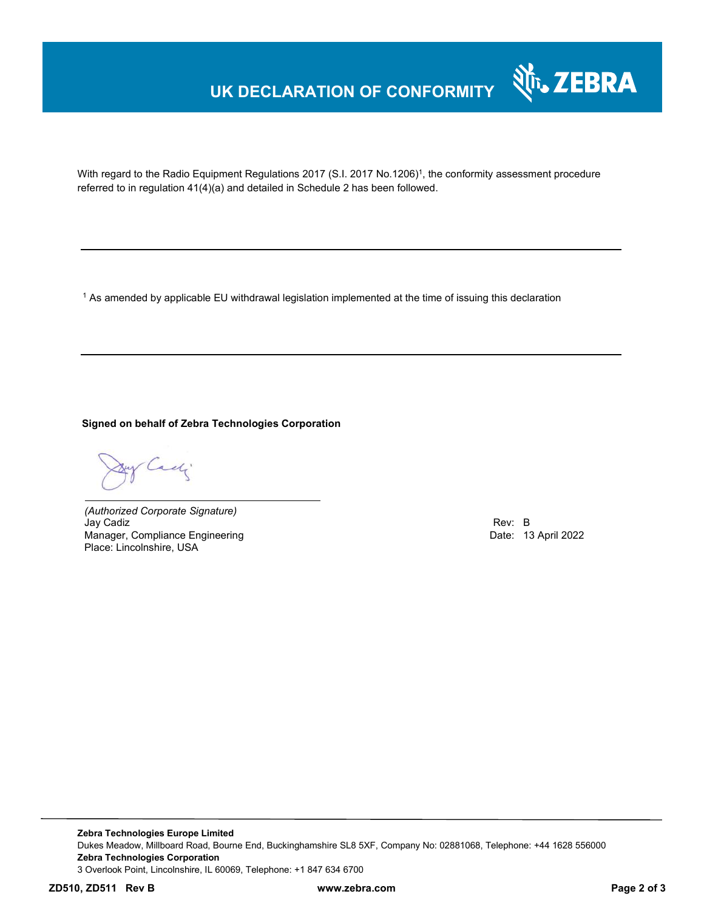# UK DECLARATION OF CONFORMITY

With regard to the Radio Equipment Regulations 2017 (S.I. 2017 No.1206)[1], the conformity assessment procedure referred to in regulation 41(4)(a) and detailed in Schedule 2 has been followed.

---

[1] As amended by applicable EU withdrawal legislation implemented at the time of issuing this declaration

---

**Signed on behalf of Zebra Technologies Corporation**

*(Authorized Corporate Signature)*
Jay Cadiz
Manager, Compliance Engineering
Place: Lincolnshire, USA

Rev: B
Date: 13 April 2022

**Zebra Technologies Europe Limited**
Dukes Meadow, Millboard Road, Bourne End, Buckinghamshire SL8 5XF, Company No: 02881068, Telephone: +44 1628 556000
**Zebra Technologies Corporation**
3 Overlook Point, Lincolnshire, IL 60069, Telephone: +1 847 634 6700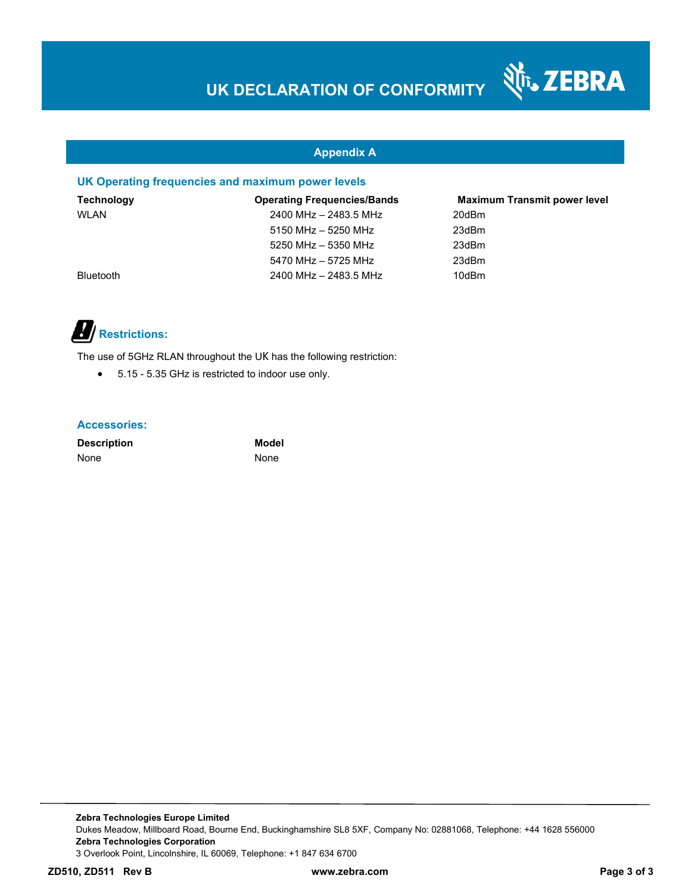# UK DECLARATION OF CONFORMITY

## Appendix A

### UK Operating frequencies and maximum power levels

| Technology | Operating Frequencies/Bands | Maximum Transmit power level |
|---|---|---|
| WLAN | 2400 MHz – 2483.5 MHz | 20dBm |
| | 5150 MHz – 5250 MHz | 23dBm |
| | 5250 MHz – 5350 MHz | 23dBm |
| | 5470 MHz – 5725 MHz | 23dBm |
| Bluetooth | 2400 MHz – 2483.5 MHz | 10dBm |

### Restrictions:

The use of 5GHz RLAN throughout the UK has the following restriction:

- 5.15 - 5.35 GHz is restricted to indoor use only.

### Accessories:

| Description | Model |
|---|---|
| None | None |

**Zebra Technologies Europe Limited**
Dukes Meadow, Millboard Road, Bourne End, Buckinghamshire SL8 5XF, Company No: 02881068, Telephone: +44 1628 556000
**Zebra Technologies Corporation**
3 Overlook Point, Lincolnshire, IL 60069, Telephone: +1 847 634 6700

**ZD510, ZD511 Rev B** **www.zebra.com**